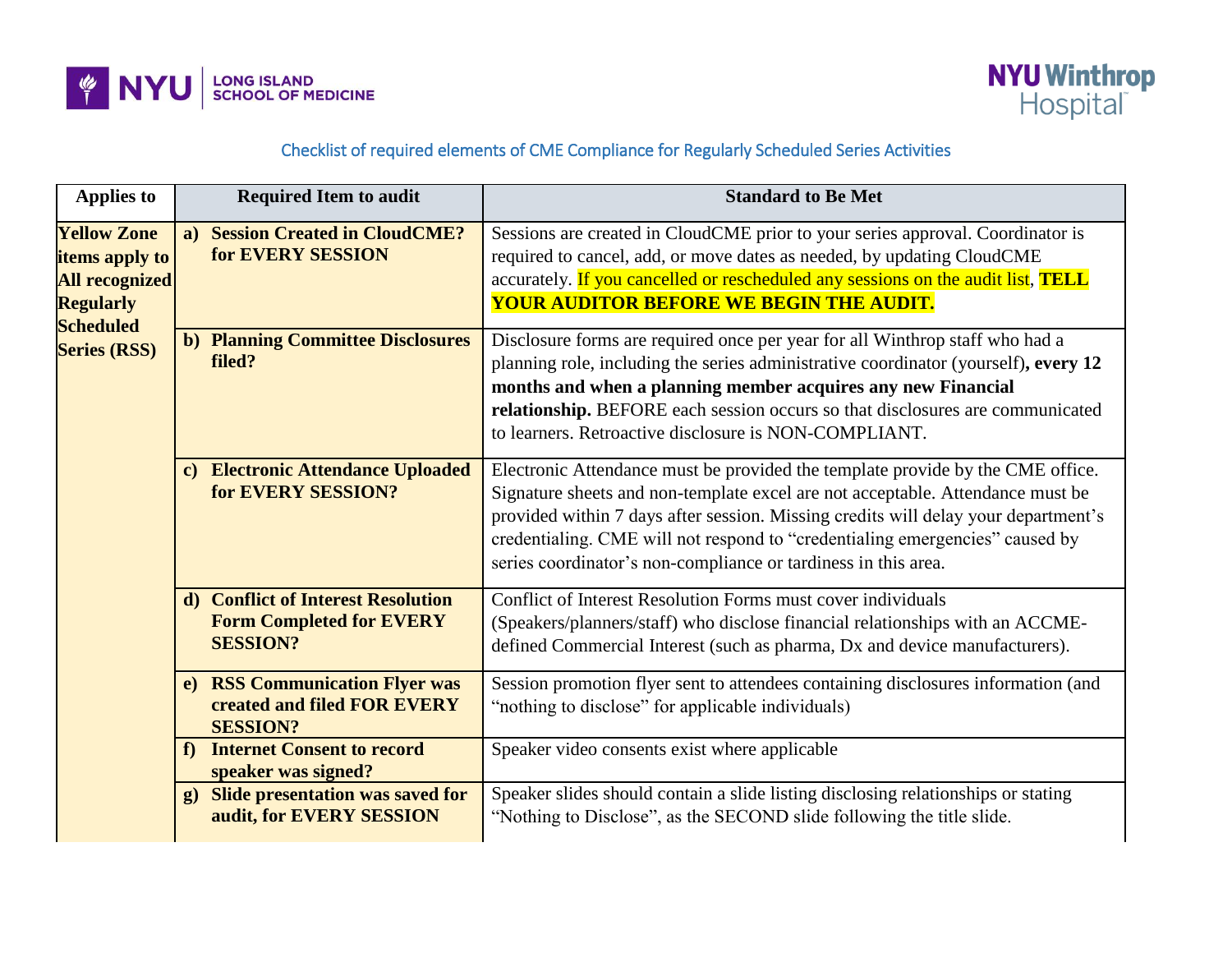NYU LONG ISLAND SCHOOL OF MEDICINE

NYU Winthrop Hospital

## Checklist of required elements of CME Compliance for Regularly Scheduled Series Activities

| Applies to | Required Item to audit | Standard to Be Met |
|---|---|---|
| **Yellow Zone items apply to All recognized Regularly Scheduled Series (RSS)** | **a) Session Created in CloudCME? for EVERY SESSION** | Sessions are created in CloudCME prior to your series approval. Coordinator is required to cancel, add, or move dates as needed, by updating CloudCME accurately. If you cancelled or rescheduled any sessions on the audit list, **TELL YOUR AUDITOR BEFORE WE BEGIN THE AUDIT.** |
| | **b) Planning Committee Disclosures filed?** | Disclosure forms are required once per year for all Winthrop staff who had a planning role, including the series administrative coordinator (yourself)**, every 12 months and when a planning member acquires any new Financial relationship.** BEFORE each session occurs so that disclosures are communicated to learners. Retroactive disclosure is NON-COMPLIANT. |
| | **c) Electronic Attendance Uploaded for EVERY SESSION?** | Electronic Attendance must be provided the template provide by the CME office. Signature sheets and non-template excel are not acceptable. Attendance must be provided within 7 days after session. Missing credits will delay your department's credentialing. CME will not respond to "credentialing emergencies" caused by series coordinator's non-compliance or tardiness in this area. |
| | **d) Conflict of Interest Resolution Form Completed for EVERY SESSION?** | Conflict of Interest Resolution Forms must cover individuals (Speakers/planners/staff) who disclose financial relationships with an ACCME-defined Commercial Interest (such as pharma, Dx and device manufacturers). |
| | **e) RSS Communication Flyer was created and filed FOR EVERY SESSION?** | Session promotion flyer sent to attendees containing disclosures information (and "nothing to disclose" for applicable individuals) |
| | **f) Internet Consent to record speaker was signed?** | Speaker video consents exist where applicable |
| | **g) Slide presentation was saved for audit, for EVERY SESSION** | Speaker slides should contain a slide listing disclosing relationships or stating "Nothing to Disclose", as the SECOND slide following the title slide. |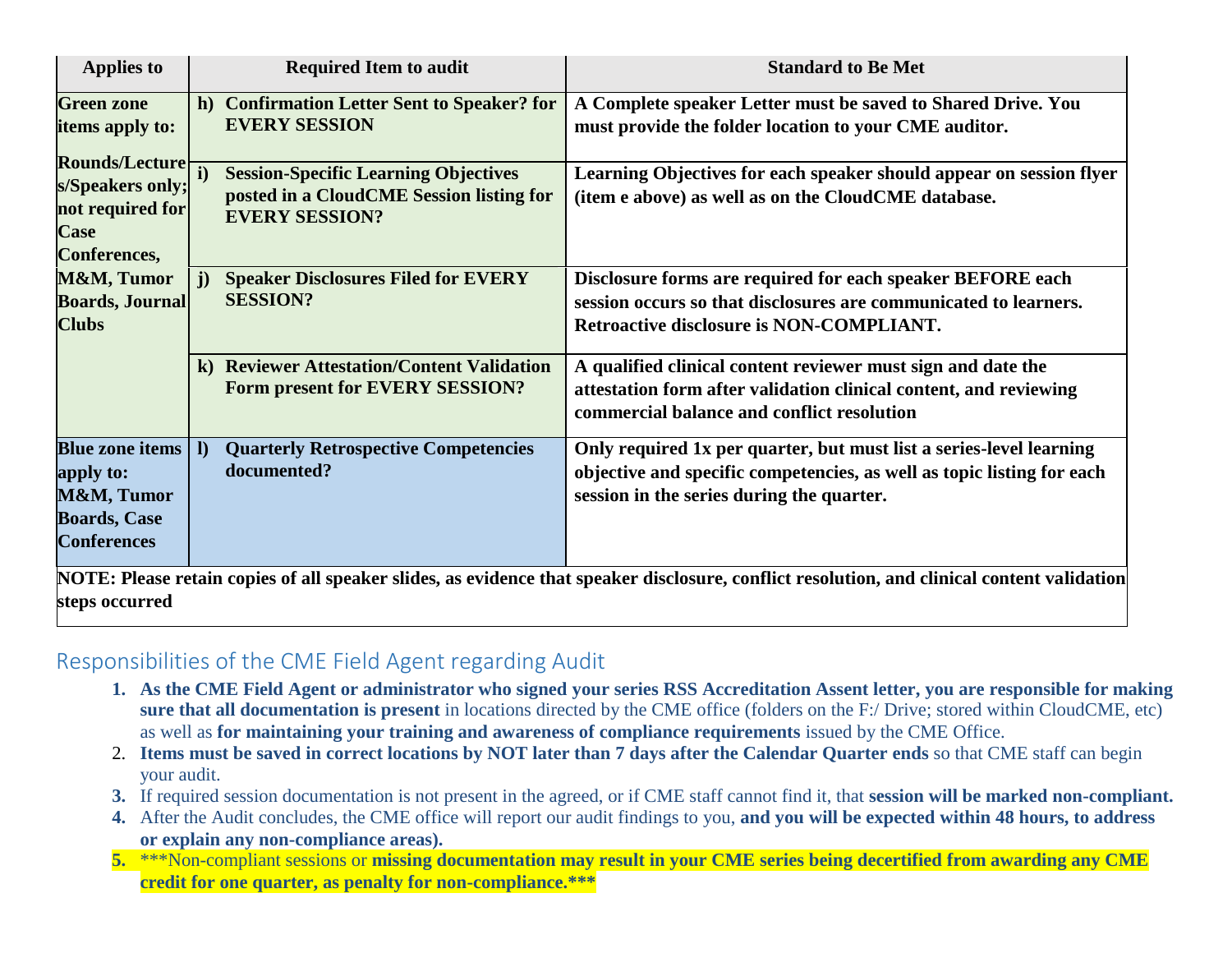| Applies to | Required Item to audit | Standard to Be Met |
|---|---|---|
| **Green zone items apply to: Rounds/Lectures/Speakers only; not required for Case Conferences, M&M, Tumor Boards, Journal Clubs** | **h) Confirmation Letter Sent to Speaker? for EVERY SESSION** | **A Complete speaker Letter must be saved to Shared Drive. You must provide the folder location to your CME auditor.** |
| | **i) Session-Specific Learning Objectives posted in a CloudCME Session listing for EVERY SESSION?** | **Learning Objectives for each speaker should appear on session flyer (item e above) as well as on the CloudCME database.** |
| | **j) Speaker Disclosures Filed for EVERY SESSION?** | **Disclosure forms are required for each speaker BEFORE each session occurs so that disclosures are communicated to learners. Retroactive disclosure is NON-COMPLIANT.** |
| | **k) Reviewer Attestation/Content Validation Form present for EVERY SESSION?** | **A qualified clinical content reviewer must sign and date the attestation form after validation clinical content, and reviewing commercial balance and conflict resolution** |
| **Blue zone items apply to: M&M, Tumor Boards, Case Conferences** | **l) Quarterly Retrospective Competencies documented?** | **Only required 1x per quarter, but must list a series-level learning objective and specific competencies, as well as topic listing for each session in the series during the quarter.** |
| **NOTE: Please retain copies of all speaker slides, as evidence that speaker disclosure, conflict resolution, and clinical content validation steps occurred** | | |

## Responsibilities of the CME Field Agent regarding Audit

1. **As the CME Field Agent or administrator who signed your series RSS Accreditation Assent letter, you are responsible for making sure that all documentation is present** in locations directed by the CME office (folders on the F:/ Drive; stored within CloudCME, etc) as well as **for maintaining your training and awareness of compliance requirements** issued by the CME Office.
2. **Items must be saved in correct locations by NOT later than 7 days after the Calendar Quarter ends** so that CME staff can begin your audit.
3. If required session documentation is not present in the agreed, or if CME staff cannot find it, that **session will be marked non-compliant.**
4. After the Audit concludes, the CME office will report our audit findings to you, **and you will be expected within 48 hours, to address or explain any non-compliance areas).**
5. ***Non-compliant sessions or **missing documentation may result in your CME series being decertified from awarding any CME credit for one quarter, as penalty for non-compliance.*****